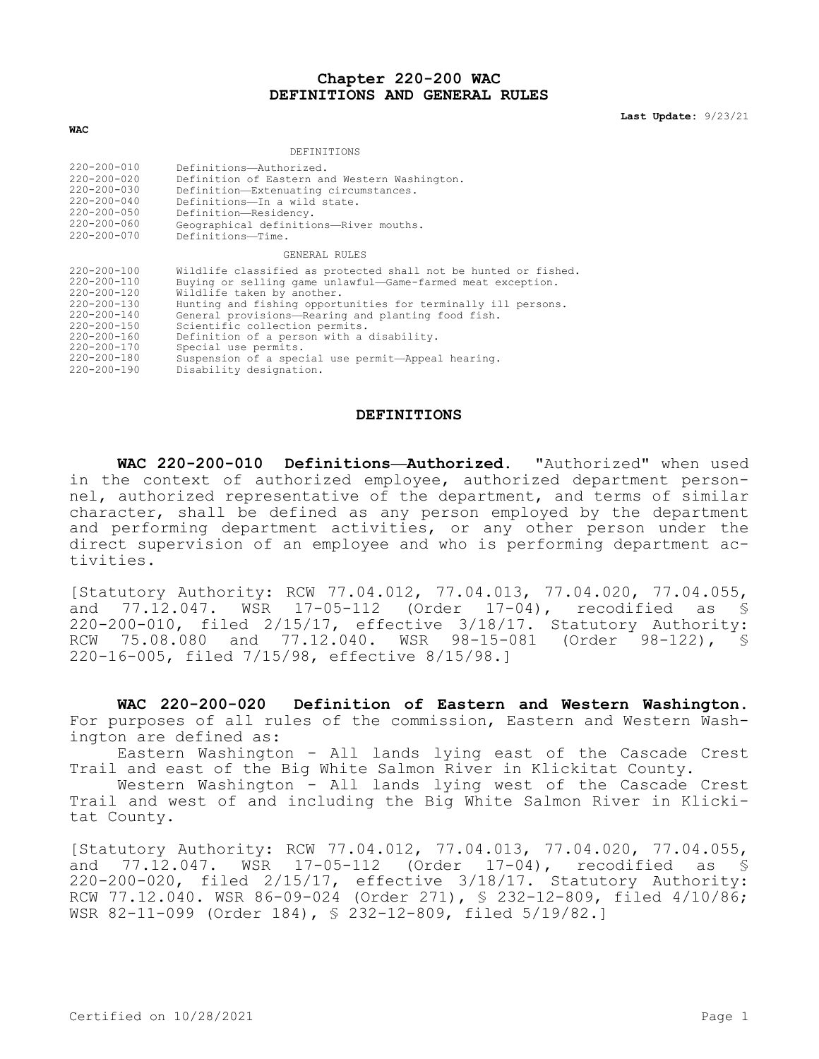# Chapter 220-200 WAC
# DEFINITIONS AND GENERAL RULES

**Last Update:** 9/23/21

**WAC**

DEFINITIONS

| | |
|---|---|
| 220-200-010 | Definitions—Authorized. |
| 220-200-020 | Definition of Eastern and Western Washington. |
| 220-200-030 | Definition—Extenuating circumstances. |
| 220-200-040 | Definitions—In a wild state. |
| 220-200-050 | Definition—Residency. |
| 220-200-060 | Geographical definitions—River mouths. |
| 220-200-070 | Definitions—Time. |

GENERAL RULES

| | |
|---|---|
| 220-200-100 | Wildlife classified as protected shall not be hunted or fished. |
| 220-200-110 | Buying or selling game unlawful—Game-farmed meat exception. |
| 220-200-120 | Wildlife taken by another. |
| 220-200-130 | Hunting and fishing opportunities for terminally ill persons. |
| 220-200-140 | General provisions—Rearing and planting food fish. |
| 220-200-150 | Scientific collection permits. |
| 220-200-160 | Definition of a person with a disability. |
| 220-200-170 | Special use permits. |
| 220-200-180 | Suspension of a special use permit—Appeal hearing. |
| 220-200-190 | Disability designation. |

## DEFINITIONS

**WAC 220-200-010 Definitions—Authorized.** "Authorized" when used in the context of authorized employee, authorized department personnel, authorized representative of the department, and terms of similar character, shall be defined as any person employed by the department and performing department activities, or any other person under the direct supervision of an employee and who is performing department activities.

[Statutory Authority: RCW 77.04.012, 77.04.013, 77.04.020, 77.04.055, and 77.12.047. WSR 17-05-112 (Order 17-04), recodified as § 220-200-010, filed 2/15/17, effective 3/18/17. Statutory Authority: RCW 75.08.080 and 77.12.040. WSR 98-15-081 (Order 98-122), § 220-16-005, filed 7/15/98, effective 8/15/98.]

**WAC 220-200-020 Definition of Eastern and Western Washington.** For purposes of all rules of the commission, Eastern and Western Washington are defined as:

Eastern Washington - All lands lying east of the Cascade Crest Trail and east of the Big White Salmon River in Klickitat County.

Western Washington - All lands lying west of the Cascade Crest Trail and west of and including the Big White Salmon River in Klickitat County.

[Statutory Authority: RCW 77.04.012, 77.04.013, 77.04.020, 77.04.055, and 77.12.047. WSR 17-05-112 (Order 17-04), recodified as § 220-200-020, filed 2/15/17, effective 3/18/17. Statutory Authority: RCW 77.12.040. WSR 86-09-024 (Order 271), § 232-12-809, filed 4/10/86; WSR 82-11-099 (Order 184), § 232-12-809, filed 5/19/82.]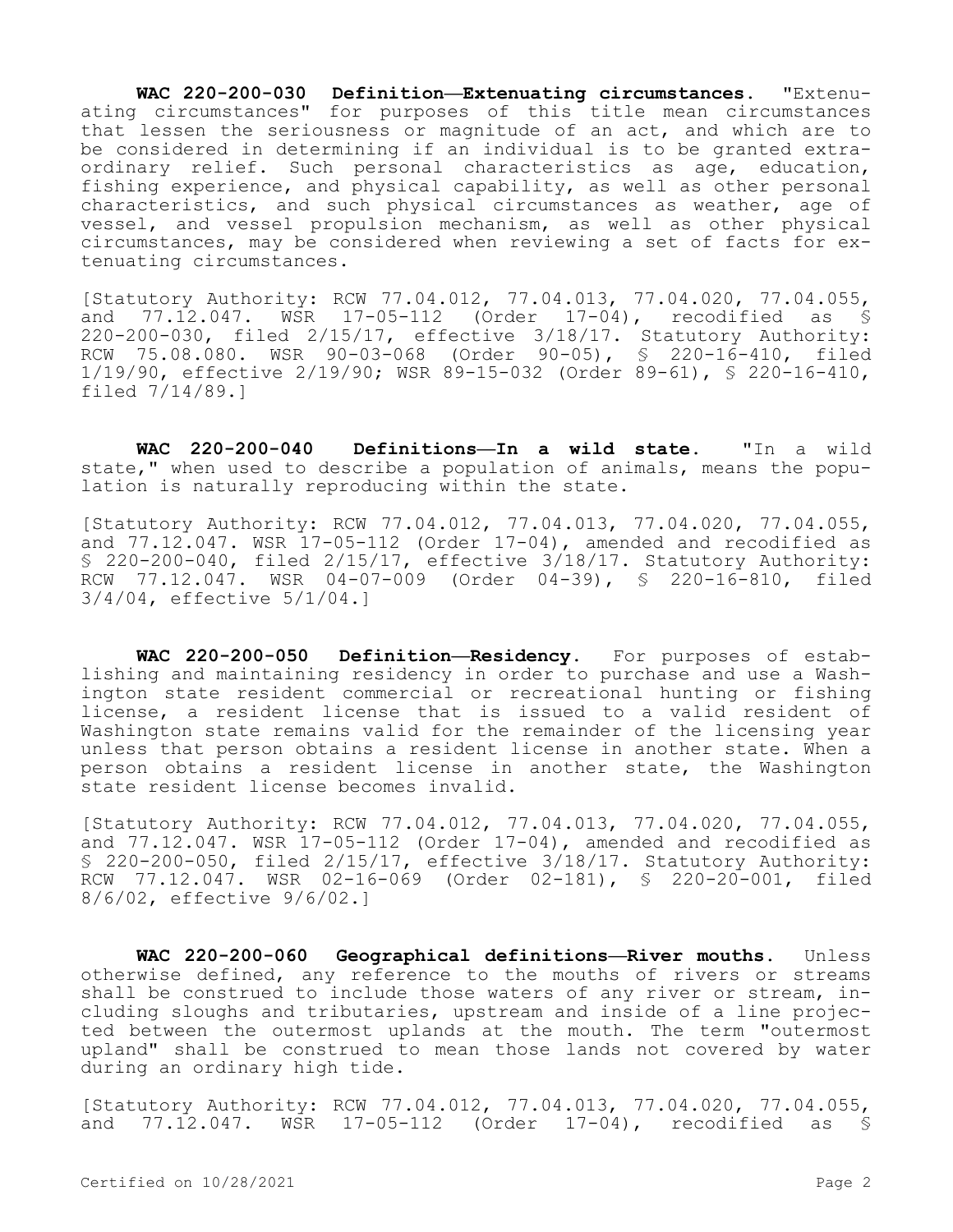**WAC 220-200-030 Definition—Extenuating circumstances.** "Extenuating circumstances" for purposes of this title mean circumstances that lessen the seriousness or magnitude of an act, and which are to be considered in determining if an individual is to be granted extraordinary relief. Such personal characteristics as age, education, fishing experience, and physical capability, as well as other personal characteristics, and such physical circumstances as weather, age of vessel, and vessel propulsion mechanism, as well as other physical circumstances, may be considered when reviewing a set of facts for extenuating circumstances.

[Statutory Authority: RCW 77.04.012, 77.04.013, 77.04.020, 77.04.055, and 77.12.047. WSR 17-05-112 (Order 17-04), recodified as § 220-200-030, filed 2/15/17, effective 3/18/17. Statutory Authority: RCW 75.08.080. WSR 90-03-068 (Order 90-05), § 220-16-410, filed 1/19/90, effective 2/19/90; WSR 89-15-032 (Order 89-61), § 220-16-410, filed 7/14/89.]

**WAC 220-200-040 Definitions—In a wild state.** "In a wild state," when used to describe a population of animals, means the population is naturally reproducing within the state.

[Statutory Authority: RCW 77.04.012, 77.04.013, 77.04.020, 77.04.055, and 77.12.047. WSR 17-05-112 (Order 17-04), amended and recodified as § 220-200-040, filed 2/15/17, effective 3/18/17. Statutory Authority: RCW 77.12.047. WSR 04-07-009 (Order 04-39), § 220-16-810, filed 3/4/04, effective 5/1/04.]

**WAC 220-200-050 Definition—Residency.** For purposes of establishing and maintaining residency in order to purchase and use a Washington state resident commercial or recreational hunting or fishing license, a resident license that is issued to a valid resident of Washington state remains valid for the remainder of the licensing year unless that person obtains a resident license in another state. When a person obtains a resident license in another state, the Washington state resident license becomes invalid.

[Statutory Authority: RCW 77.04.012, 77.04.013, 77.04.020, 77.04.055, and 77.12.047. WSR 17-05-112 (Order 17-04), amended and recodified as § 220-200-050, filed 2/15/17, effective 3/18/17. Statutory Authority: RCW 77.12.047. WSR 02-16-069 (Order 02-181), § 220-20-001, filed 8/6/02, effective 9/6/02.]

**WAC 220-200-060 Geographical definitions—River mouths.** Unless otherwise defined, any reference to the mouths of rivers or streams shall be construed to include those waters of any river or stream, including sloughs and tributaries, upstream and inside of a line projected between the outermost uplands at the mouth. The term "outermost upland" shall be construed to mean those lands not covered by water during an ordinary high tide.

[Statutory Authority: RCW 77.04.012, 77.04.013, 77.04.020, 77.04.055, and 77.12.047. WSR 17-05-112 (Order 17-04), recodified as §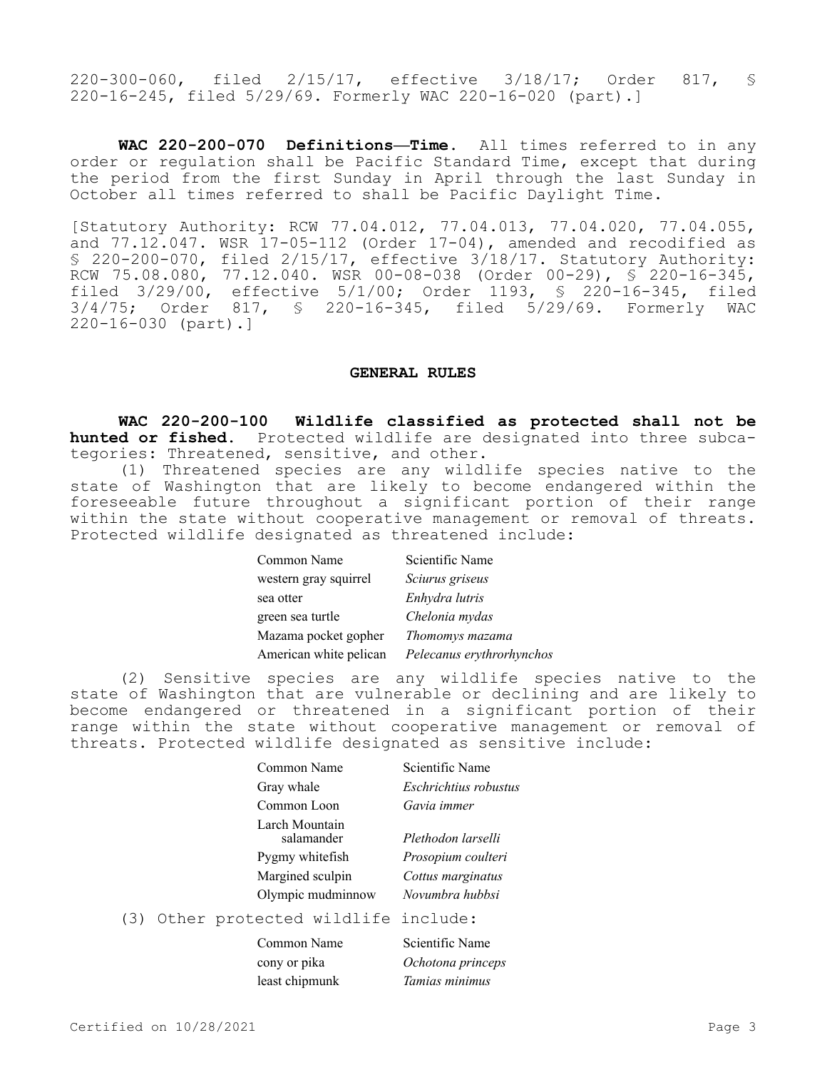220-300-060, filed 2/15/17, effective 3/18/17; Order 817, § 220-16-245, filed 5/29/69. Formerly WAC 220-16-020 (part).]

**WAC 220-200-070 Definitions—Time.** All times referred to in any order or regulation shall be Pacific Standard Time, except that during the period from the first Sunday in April through the last Sunday in October all times referred to shall be Pacific Daylight Time.

[Statutory Authority: RCW 77.04.012, 77.04.013, 77.04.020, 77.04.055, and 77.12.047. WSR 17-05-112 (Order 17-04), amended and recodified as § 220-200-070, filed 2/15/17, effective 3/18/17. Statutory Authority: RCW 75.08.080, 77.12.040. WSR 00-08-038 (Order 00-29), § 220-16-345, filed 3/29/00, effective 5/1/00; Order 1193, § 220-16-345, filed 3/4/75; Order 817, § 220-16-345, filed 5/29/69. Formerly WAC 220-16-030 (part).]

## GENERAL RULES

**WAC 220-200-100 Wildlife classified as protected shall not be hunted or fished.** Protected wildlife are designated into three subcategories: Threatened, sensitive, and other.

(1) Threatened species are any wildlife species native to the state of Washington that are likely to become endangered within the foreseeable future throughout a significant portion of their range within the state without cooperative management or removal of threats. Protected wildlife designated as threatened include:

| Common Name | Scientific Name |
|---|---|
| western gray squirrel | *Sciurus griseus* |
| sea otter | *Enhydra lutris* |
| green sea turtle | *Chelonia mydas* |
| Mazama pocket gopher | *Thomomys mazama* |
| American white pelican | *Pelecanus erythrorhynchos* |

(2) Sensitive species are any wildlife species native to the state of Washington that are vulnerable or declining and are likely to become endangered or threatened in a significant portion of their range within the state without cooperative management or removal of threats. Protected wildlife designated as sensitive include:

| Common Name | Scientific Name |
|---|---|
| Gray whale | *Eschrichtius robustus* |
| Common Loon | *Gavia immer* |
| Larch Mountain salamander | *Plethodon larselli* |
| Pygmy whitefish | *Prosopium coulteri* |
| Margined sculpin | *Cottus marginatus* |
| Olympic mudminnow | *Novumbra hubbsi* |

(3) Other protected wildlife include:

| Common Name | Scientific Name |
|---|---|
| cony or pika | *Ochotona princeps* |
| least chipmunk | *Tamias minimus* |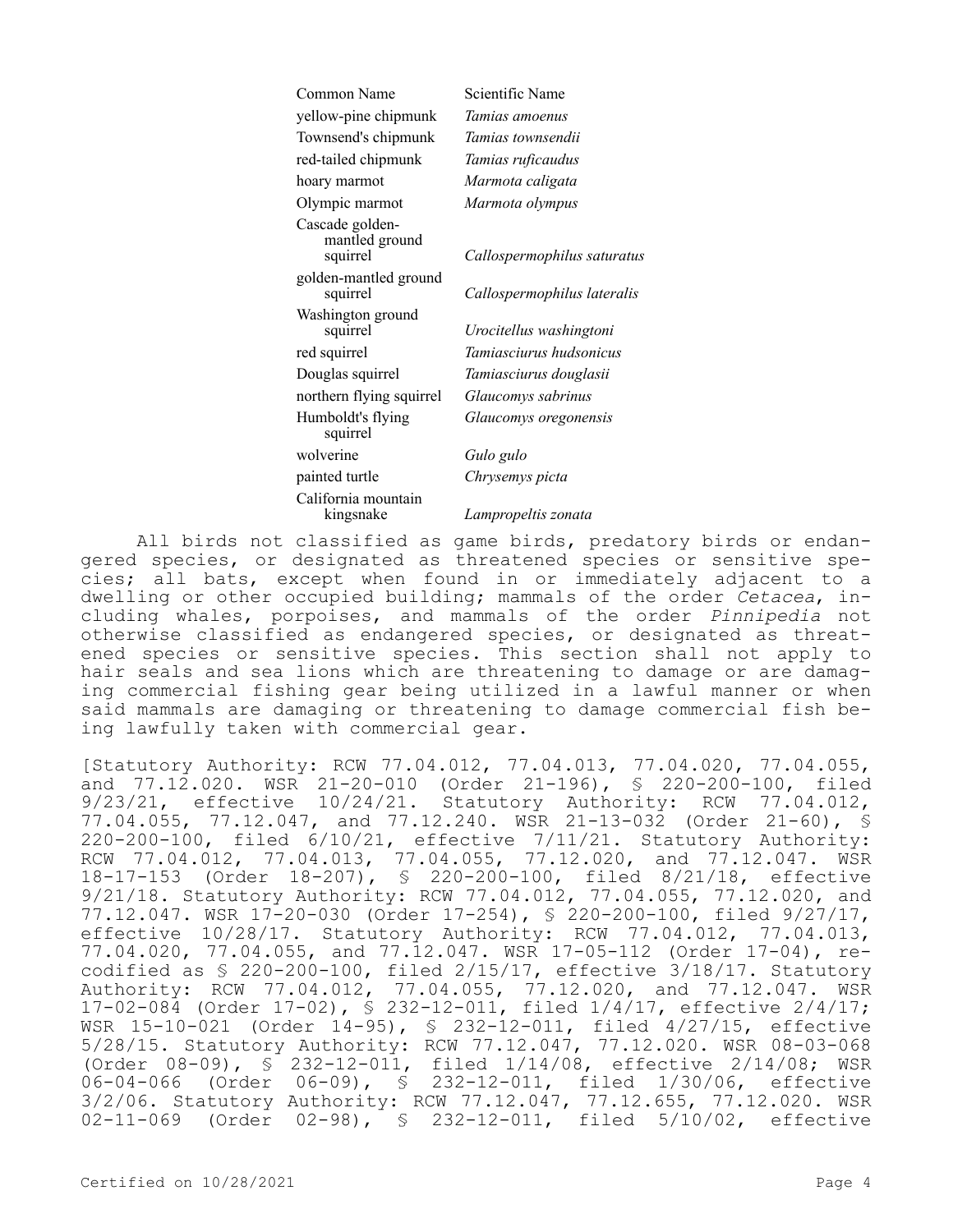| Common Name | Scientific Name |
| --- | --- |
| yellow-pine chipmunk | *Tamias amoenus* |
| Townsend's chipmunk | *Tamias townsendii* |
| red-tailed chipmunk | *Tamias ruficaudus* |
| hoary marmot | *Marmota caligata* |
| Olympic marmot | *Marmota olympus* |
| Cascade golden-mantled ground squirrel | *Callospermophilus saturatus* |
| golden-mantled ground squirrel | *Callospermophilus lateralis* |
| Washington ground squirrel | *Urocitellus washingtoni* |
| red squirrel | *Tamiasciurus hudsonicus* |
| Douglas squirrel | *Tamiasciurus douglasii* |
| northern flying squirrel | *Glaucomys sabrinus* |
| Humboldt's flying squirrel | *Glaucomys oregonensis* |
| wolverine | *Gulo gulo* |
| painted turtle | *Chrysemys picta* |
| California mountain kingsnake | *Lampropeltis zonata* |

All birds not classified as game birds, predatory birds or endangered species, or designated as threatened species or sensitive species; all bats, except when found in or immediately adjacent to a dwelling or other occupied building; mammals of the order *Cetacea*, including whales, porpoises, and mammals of the order *Pinnipedia* not otherwise classified as endangered species, or designated as threatened species or sensitive species. This section shall not apply to hair seals and sea lions which are threatening to damage or are damaging commercial fishing gear being utilized in a lawful manner or when said mammals are damaging or threatening to damage commercial fish being lawfully taken with commercial gear.

[Statutory Authority: RCW 77.04.012, 77.04.013, 77.04.020, 77.04.055, and 77.12.020. WSR 21-20-010 (Order 21-196), § 220-200-100, filed 9/23/21, effective 10/24/21. Statutory Authority: RCW 77.04.012, 77.04.055, 77.12.047, and 77.12.240. WSR 21-13-032 (Order 21-60), § 220-200-100, filed 6/10/21, effective 7/11/21. Statutory Authority: RCW 77.04.012, 77.04.013, 77.04.055, 77.12.020, and 77.12.047. WSR 18-17-153 (Order 18-207), § 220-200-100, filed 8/21/18, effective 9/21/18. Statutory Authority: RCW 77.04.012, 77.04.055, 77.12.020, and 77.12.047. WSR 17-20-030 (Order 17-254), § 220-200-100, filed 9/27/17, effective 10/28/17. Statutory Authority: RCW 77.04.012, 77.04.013, 77.04.020, 77.04.055, and 77.12.047. WSR 17-05-112 (Order 17-04), recodified as § 220-200-100, filed 2/15/17, effective 3/18/17. Statutory Authority: RCW 77.04.012, 77.04.055, 77.12.020, and 77.12.047. WSR 17-02-084 (Order 17-02), § 232-12-011, filed 1/4/17, effective 2/4/17; WSR 15-10-021 (Order 14-95), § 232-12-011, filed 4/27/15, effective 5/28/15. Statutory Authority: RCW 77.12.047, 77.12.020. WSR 08-03-068 (Order 08-09), § 232-12-011, filed 1/14/08, effective 2/14/08; WSR 06-04-066 (Order 06-09), § 232-12-011, filed 1/30/06, effective 3/2/06. Statutory Authority: RCW 77.12.047, 77.12.655, 77.12.020. WSR 02-11-069 (Order 02-98), § 232-12-011, filed 5/10/02, effective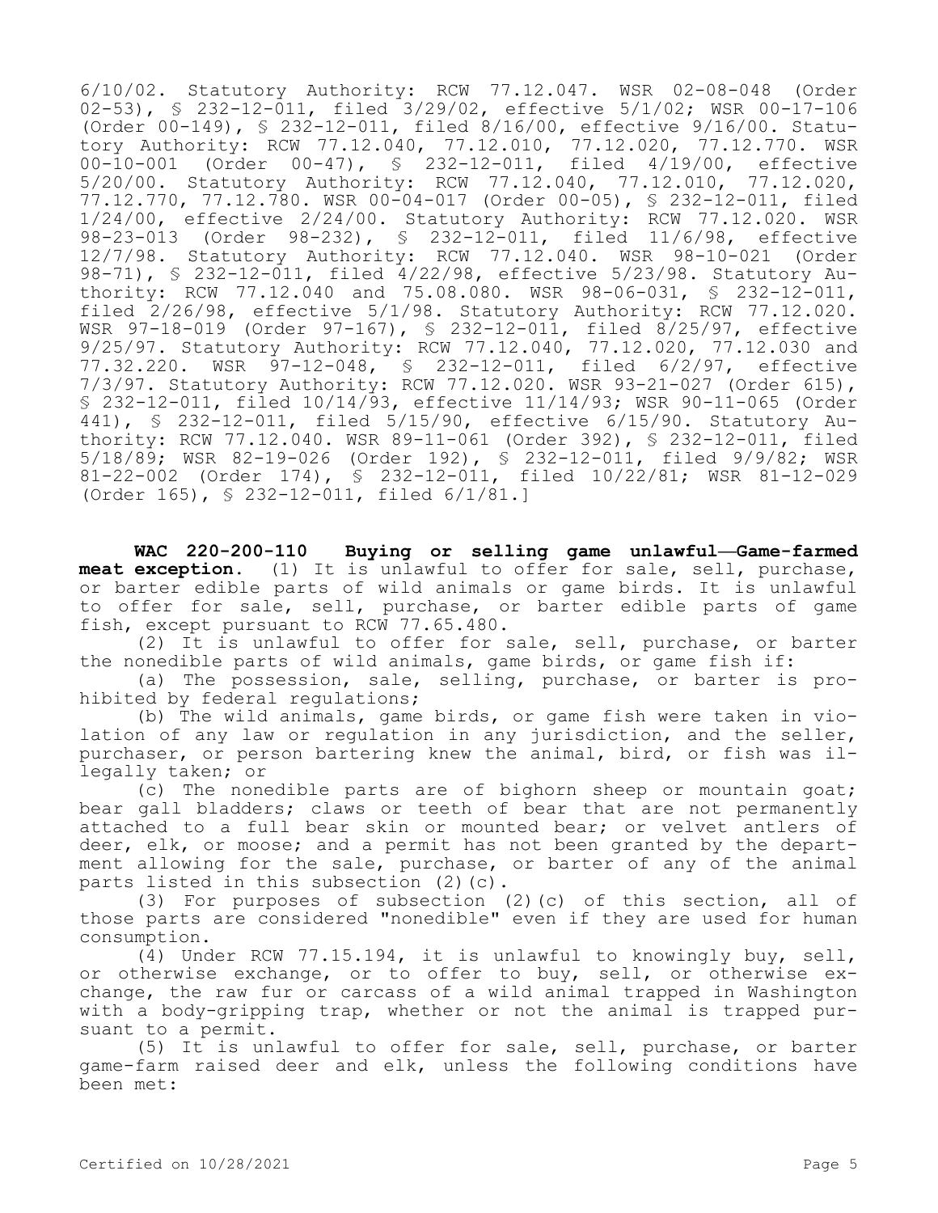6/10/02. Statutory Authority: RCW 77.12.047. WSR 02-08-048 (Order 02-53), § 232-12-011, filed 3/29/02, effective 5/1/02; WSR 00-17-106 (Order 00-149), § 232-12-011, filed 8/16/00, effective 9/16/00. Statutory Authority: RCW 77.12.040, 77.12.010, 77.12.020, 77.12.770. WSR 00-10-001 (Order 00-47), § 232-12-011, filed 4/19/00, effective 5/20/00. Statutory Authority: RCW 77.12.040, 77.12.010, 77.12.020, 77.12.770, 77.12.780. WSR 00-04-017 (Order 00-05), § 232-12-011, filed 1/24/00, effective 2/24/00. Statutory Authority: RCW 77.12.020. WSR 98-23-013 (Order 98-232), § 232-12-011, filed 11/6/98, effective 12/7/98. Statutory Authority: RCW 77.12.040. WSR 98-10-021 (Order 98-71), § 232-12-011, filed 4/22/98, effective 5/23/98. Statutory Authority: RCW 77.12.040 and 75.08.080. WSR 98-06-031, § 232-12-011, filed 2/26/98, effective 5/1/98. Statutory Authority: RCW 77.12.020. WSR 97-18-019 (Order 97-167), § 232-12-011, filed 8/25/97, effective 9/25/97. Statutory Authority: RCW 77.12.040, 77.12.020, 77.12.030 and 77.32.220. WSR 97-12-048, § 232-12-011, filed 6/2/97, effective 7/3/97. Statutory Authority: RCW 77.12.020. WSR 93-21-027 (Order 615), § 232-12-011, filed 10/14/93, effective 11/14/93; WSR 90-11-065 (Order 441), § 232-12-011, filed 5/15/90, effective 6/15/90. Statutory Authority: RCW 77.12.040. WSR 89-11-061 (Order 392), § 232-12-011, filed 5/18/89; WSR 82-19-026 (Order 192), § 232-12-011, filed 9/9/82; WSR 81-22-002 (Order 174), § 232-12-011, filed 10/22/81; WSR 81-12-029 (Order 165), § 232-12-011, filed 6/1/81.]

**WAC 220-200-110 Buying or selling game unlawful—Game-farmed meat exception.** (1) It is unlawful to offer for sale, sell, purchase, or barter edible parts of wild animals or game birds. It is unlawful to offer for sale, sell, purchase, or barter edible parts of game fish, except pursuant to RCW 77.65.480.

(2) It is unlawful to offer for sale, sell, purchase, or barter the nonedible parts of wild animals, game birds, or game fish if:

(a) The possession, sale, selling, purchase, or barter is prohibited by federal regulations;

(b) The wild animals, game birds, or game fish were taken in violation of any law or regulation in any jurisdiction, and the seller, purchaser, or person bartering knew the animal, bird, or fish was illegally taken; or

(c) The nonedible parts are of bighorn sheep or mountain goat; bear gall bladders; claws or teeth of bear that are not permanently attached to a full bear skin or mounted bear; or velvet antlers of deer, elk, or moose; and a permit has not been granted by the department allowing for the sale, purchase, or barter of any of the animal parts listed in this subsection (2)(c).

(3) For purposes of subsection (2)(c) of this section, all of those parts are considered "nonedible" even if they are used for human consumption.

(4) Under RCW 77.15.194, it is unlawful to knowingly buy, sell, or otherwise exchange, or to offer to buy, sell, or otherwise exchange, the raw fur or carcass of a wild animal trapped in Washington with a body-gripping trap, whether or not the animal is trapped pursuant to a permit.

(5) It is unlawful to offer for sale, sell, purchase, or barter game-farm raised deer and elk, unless the following conditions have been met: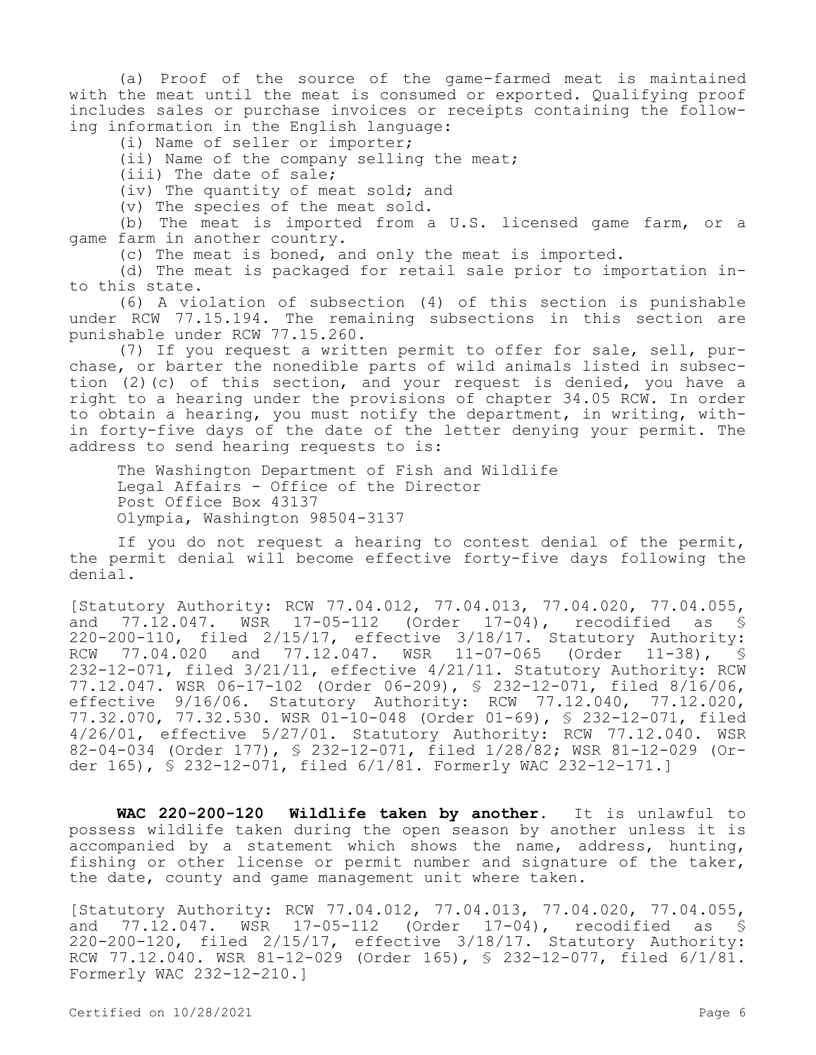(a) Proof of the source of the game-farmed meat is maintained with the meat until the meat is consumed or exported. Qualifying proof includes sales or purchase invoices or receipts containing the following information in the English language:

(i) Name of seller or importer;

(ii) Name of the company selling the meat;

(iii) The date of sale;

(iv) The quantity of meat sold; and

(v) The species of the meat sold.

(b) The meat is imported from a U.S. licensed game farm, or a game farm in another country.

(c) The meat is boned, and only the meat is imported.

(d) The meat is packaged for retail sale prior to importation into this state.

(6) A violation of subsection (4) of this section is punishable under RCW 77.15.194. The remaining subsections in this section are punishable under RCW 77.15.260.

(7) If you request a written permit to offer for sale, sell, purchase, or barter the nonedible parts of wild animals listed in subsection (2)(c) of this section, and your request is denied, you have a right to a hearing under the provisions of chapter 34.05 RCW. In order to obtain a hearing, you must notify the department, in writing, within forty-five days of the date of the letter denying your permit. The address to send hearing requests to is:

The Washington Department of Fish and Wildlife
Legal Affairs - Office of the Director
Post Office Box 43137
Olympia, Washington 98504-3137

If you do not request a hearing to contest denial of the permit, the permit denial will become effective forty-five days following the denial.

[Statutory Authority: RCW 77.04.012, 77.04.013, 77.04.020, 77.04.055, and 77.12.047. WSR 17-05-112 (Order 17-04), recodified as § 220-200-110, filed 2/15/17, effective 3/18/17. Statutory Authority: RCW 77.04.020 and 77.12.047. WSR 11-07-065 (Order 11-38), § 232-12-071, filed 3/21/11, effective 4/21/11. Statutory Authority: RCW 77.12.047. WSR 06-17-102 (Order 06-209), § 232-12-071, filed 8/16/06, effective 9/16/06. Statutory Authority: RCW 77.12.040, 77.12.020, 77.32.070, 77.32.530. WSR 01-10-048 (Order 01-69), § 232-12-071, filed 4/26/01, effective 5/27/01. Statutory Authority: RCW 77.12.040. WSR 82-04-034 (Order 177), § 232-12-071, filed 1/28/82; WSR 81-12-029 (Order 165), § 232-12-071, filed 6/1/81. Formerly WAC 232-12-171.]

**WAC 220-200-120 Wildlife taken by another.** It is unlawful to possess wildlife taken during the open season by another unless it is accompanied by a statement which shows the name, address, hunting, fishing or other license or permit number and signature of the taker, the date, county and game management unit where taken.

[Statutory Authority: RCW 77.04.012, 77.04.013, 77.04.020, 77.04.055, and 77.12.047. WSR 17-05-112 (Order 17-04), recodified as § 220-200-120, filed 2/15/17, effective 3/18/17. Statutory Authority: RCW 77.12.040. WSR 81-12-029 (Order 165), § 232-12-077, filed 6/1/81. Formerly WAC 232-12-210.]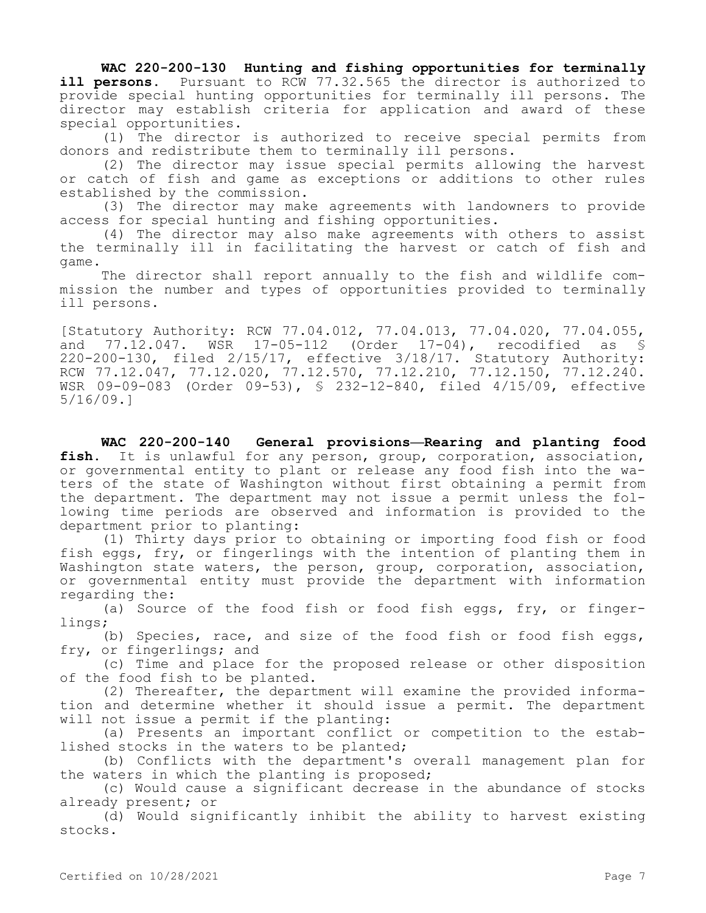**WAC 220-200-130 Hunting and fishing opportunities for terminally ill persons.** Pursuant to RCW 77.32.565 the director is authorized to provide special hunting opportunities for terminally ill persons. The director may establish criteria for application and award of these special opportunities.

(1) The director is authorized to receive special permits from donors and redistribute them to terminally ill persons.

(2) The director may issue special permits allowing the harvest or catch of fish and game as exceptions or additions to other rules established by the commission.

(3) The director may make agreements with landowners to provide access for special hunting and fishing opportunities.

(4) The director may also make agreements with others to assist the terminally ill in facilitating the harvest or catch of fish and game.

The director shall report annually to the fish and wildlife commission the number and types of opportunities provided to terminally ill persons.

[Statutory Authority: RCW 77.04.012, 77.04.013, 77.04.020, 77.04.055, and 77.12.047. WSR 17-05-112 (Order 17-04), recodified as § 220-200-130, filed 2/15/17, effective 3/18/17. Statutory Authority: RCW 77.12.047, 77.12.020, 77.12.570, 77.12.210, 77.12.150, 77.12.240. WSR 09-09-083 (Order 09-53), § 232-12-840, filed 4/15/09, effective 5/16/09.]

**WAC 220-200-140 General provisions—Rearing and planting food fish.** It is unlawful for any person, group, corporation, association, or governmental entity to plant or release any food fish into the waters of the state of Washington without first obtaining a permit from the department. The department may not issue a permit unless the following time periods are observed and information is provided to the department prior to planting:

(1) Thirty days prior to obtaining or importing food fish or food fish eggs, fry, or fingerlings with the intention of planting them in Washington state waters, the person, group, corporation, association, or governmental entity must provide the department with information regarding the:

(a) Source of the food fish or food fish eggs, fry, or fingerlings;

(b) Species, race, and size of the food fish or food fish eggs, fry, or fingerlings; and

(c) Time and place for the proposed release or other disposition of the food fish to be planted.

(2) Thereafter, the department will examine the provided information and determine whether it should issue a permit. The department will not issue a permit if the planting:

(a) Presents an important conflict or competition to the established stocks in the waters to be planted;

(b) Conflicts with the department's overall management plan for the waters in which the planting is proposed;

(c) Would cause a significant decrease in the abundance of stocks already present; or

(d) Would significantly inhibit the ability to harvest existing stocks.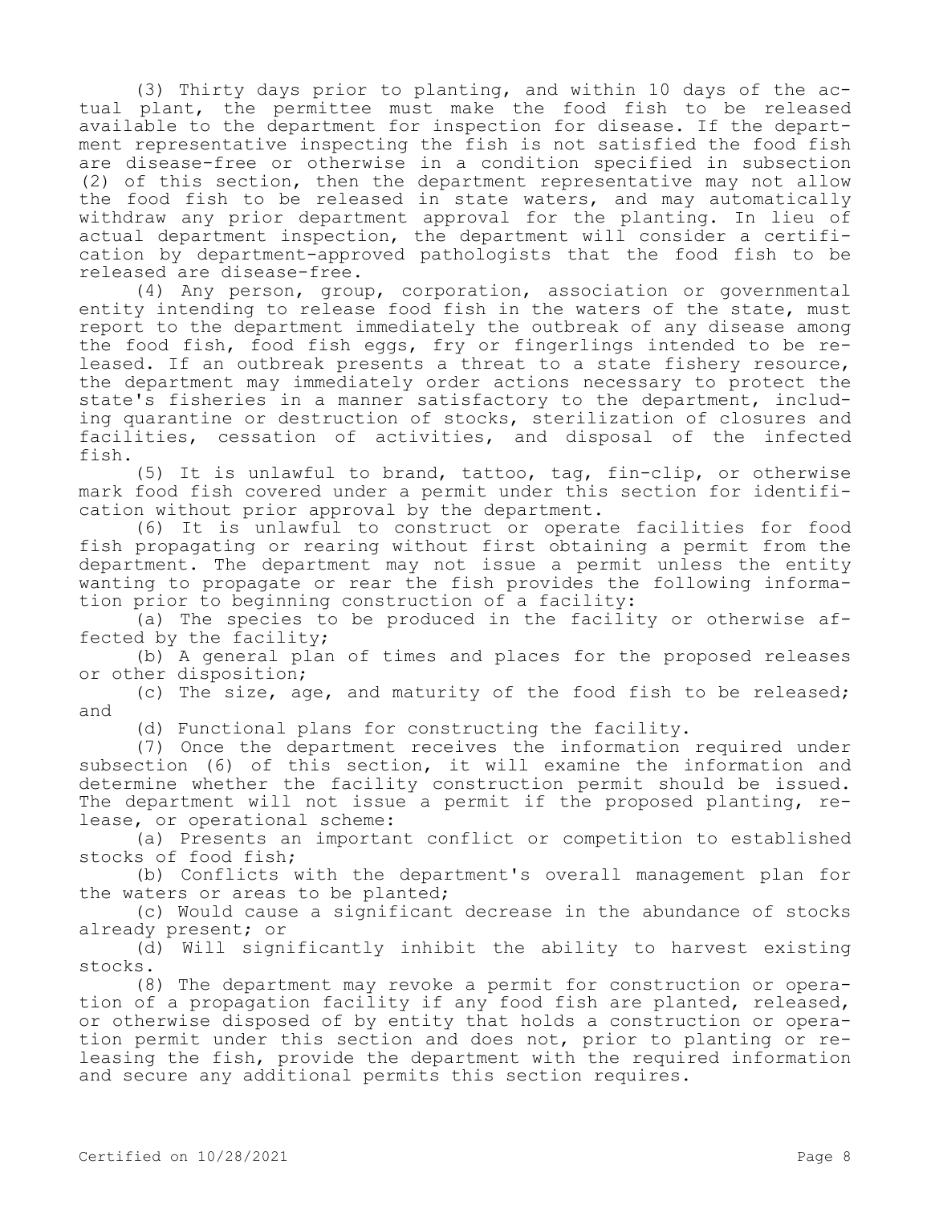(3) Thirty days prior to planting, and within 10 days of the actual plant, the permittee must make the food fish to be released available to the department for inspection for disease. If the department representative inspecting the fish is not satisfied the food fish are disease-free or otherwise in a condition specified in subsection (2) of this section, then the department representative may not allow the food fish to be released in state waters, and may automatically withdraw any prior department approval for the planting. In lieu of actual department inspection, the department will consider a certification by department-approved pathologists that the food fish to be released are disease-free.

(4) Any person, group, corporation, association or governmental entity intending to release food fish in the waters of the state, must report to the department immediately the outbreak of any disease among the food fish, food fish eggs, fry or fingerlings intended to be released. If an outbreak presents a threat to a state fishery resource, the department may immediately order actions necessary to protect the state's fisheries in a manner satisfactory to the department, including quarantine or destruction of stocks, sterilization of closures and facilities, cessation of activities, and disposal of the infected fish.

(5) It is unlawful to brand, tattoo, tag, fin-clip, or otherwise mark food fish covered under a permit under this section for identification without prior approval by the department.

(6) It is unlawful to construct or operate facilities for food fish propagating or rearing without first obtaining a permit from the department. The department may not issue a permit unless the entity wanting to propagate or rear the fish provides the following information prior to beginning construction of a facility:

(a) The species to be produced in the facility or otherwise affected by the facility;

(b) A general plan of times and places for the proposed releases or other disposition;

(c) The size, age, and maturity of the food fish to be released; and

(d) Functional plans for constructing the facility.

(7) Once the department receives the information required under subsection (6) of this section, it will examine the information and determine whether the facility construction permit should be issued. The department will not issue a permit if the proposed planting, release, or operational scheme:

(a) Presents an important conflict or competition to established stocks of food fish;

(b) Conflicts with the department's overall management plan for the waters or areas to be planted;

(c) Would cause a significant decrease in the abundance of stocks already present; or

(d) Will significantly inhibit the ability to harvest existing stocks.

(8) The department may revoke a permit for construction or operation of a propagation facility if any food fish are planted, released, or otherwise disposed of by entity that holds a construction or operation permit under this section and does not, prior to planting or releasing the fish, provide the department with the required information and secure any additional permits this section requires.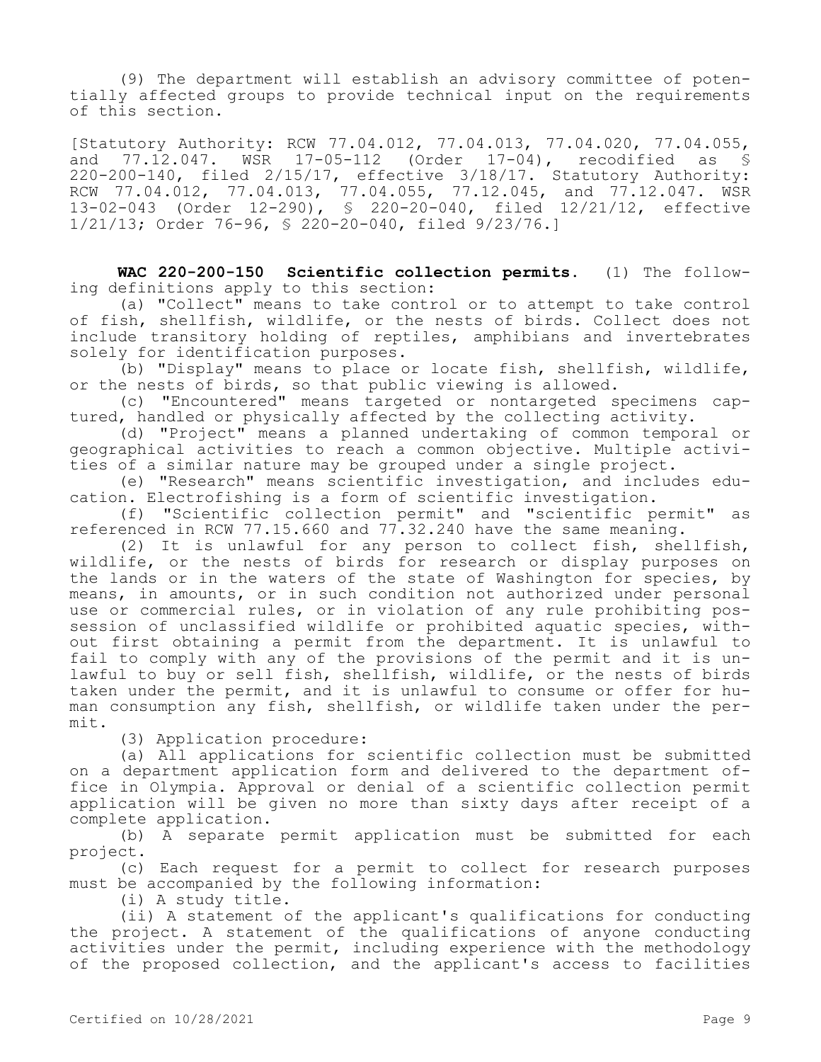(9) The department will establish an advisory committee of potentially affected groups to provide technical input on the requirements of this section.

[Statutory Authority: RCW 77.04.012, 77.04.013, 77.04.020, 77.04.055, and 77.12.047. WSR 17-05-112 (Order 17-04), recodified as § 220-200-140, filed 2/15/17, effective 3/18/17. Statutory Authority: RCW 77.04.012, 77.04.013, 77.04.055, 77.12.045, and 77.12.047. WSR 13-02-043 (Order 12-290), § 220-20-040, filed 12/21/12, effective 1/21/13; Order 76-96, § 220-20-040, filed 9/23/76.]

**WAC 220-200-150 Scientific collection permits.** (1) The following definitions apply to this section:

(a) "Collect" means to take control or to attempt to take control of fish, shellfish, wildlife, or the nests of birds. Collect does not include transitory holding of reptiles, amphibians and invertebrates solely for identification purposes.

(b) "Display" means to place or locate fish, shellfish, wildlife, or the nests of birds, so that public viewing is allowed.

(c) "Encountered" means targeted or nontargeted specimens captured, handled or physically affected by the collecting activity.

(d) "Project" means a planned undertaking of common temporal or geographical activities to reach a common objective. Multiple activities of a similar nature may be grouped under a single project.

(e) "Research" means scientific investigation, and includes education. Electrofishing is a form of scientific investigation.

(f) "Scientific collection permit" and "scientific permit" as referenced in RCW 77.15.660 and 77.32.240 have the same meaning.

(2) It is unlawful for any person to collect fish, shellfish, wildlife, or the nests of birds for research or display purposes on the lands or in the waters of the state of Washington for species, by means, in amounts, or in such condition not authorized under personal use or commercial rules, or in violation of any rule prohibiting possession of unclassified wildlife or prohibited aquatic species, without first obtaining a permit from the department. It is unlawful to fail to comply with any of the provisions of the permit and it is unlawful to buy or sell fish, shellfish, wildlife, or the nests of birds taken under the permit, and it is unlawful to consume or offer for human consumption any fish, shellfish, or wildlife taken under the permit.

(3) Application procedure:

(a) All applications for scientific collection must be submitted on a department application form and delivered to the department office in Olympia. Approval or denial of a scientific collection permit application will be given no more than sixty days after receipt of a complete application.

(b) A separate permit application must be submitted for each project.

(c) Each request for a permit to collect for research purposes must be accompanied by the following information:

(i) A study title.

(ii) A statement of the applicant's qualifications for conducting the project. A statement of the qualifications of anyone conducting activities under the permit, including experience with the methodology of the proposed collection, and the applicant's access to facilities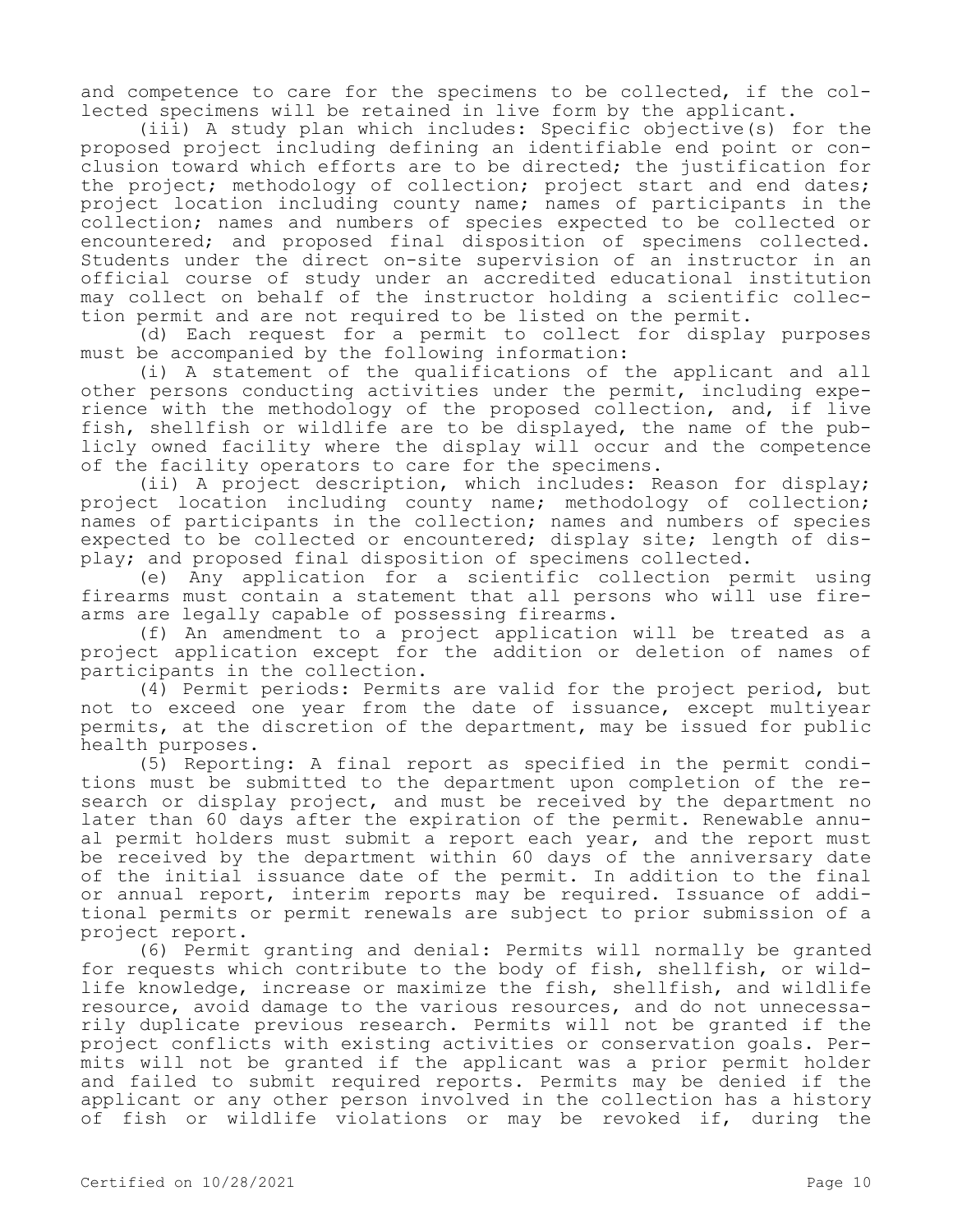and competence to care for the specimens to be collected, if the collected specimens will be retained in live form by the applicant.

(iii) A study plan which includes: Specific objective(s) for the proposed project including defining an identifiable end point or conclusion toward which efforts are to be directed; the justification for the project; methodology of collection; project start and end dates; project location including county name; names of participants in the collection; names and numbers of species expected to be collected or encountered; and proposed final disposition of specimens collected. Students under the direct on-site supervision of an instructor in an official course of study under an accredited educational institution may collect on behalf of the instructor holding a scientific collection permit and are not required to be listed on the permit.

(d) Each request for a permit to collect for display purposes must be accompanied by the following information:

(i) A statement of the qualifications of the applicant and all other persons conducting activities under the permit, including experience with the methodology of the proposed collection, and, if live fish, shellfish or wildlife are to be displayed, the name of the publicly owned facility where the display will occur and the competence of the facility operators to care for the specimens.

(ii) A project description, which includes: Reason for display; project location including county name; methodology of collection; names of participants in the collection; names and numbers of species expected to be collected or encountered; display site; length of display; and proposed final disposition of specimens collected.

(e) Any application for a scientific collection permit using firearms must contain a statement that all persons who will use firearms are legally capable of possessing firearms.

(f) An amendment to a project application will be treated as a project application except for the addition or deletion of names of participants in the collection.

(4) Permit periods: Permits are valid for the project period, but not to exceed one year from the date of issuance, except multiyear permits, at the discretion of the department, may be issued for public health purposes.

(5) Reporting: A final report as specified in the permit conditions must be submitted to the department upon completion of the research or display project, and must be received by the department no later than 60 days after the expiration of the permit. Renewable annual permit holders must submit a report each year, and the report must be received by the department within 60 days of the anniversary date of the initial issuance date of the permit. In addition to the final or annual report, interim reports may be required. Issuance of additional permits or permit renewals are subject to prior submission of a project report.

(6) Permit granting and denial: Permits will normally be granted for requests which contribute to the body of fish, shellfish, or wildlife knowledge, increase or maximize the fish, shellfish, and wildlife resource, avoid damage to the various resources, and do not unnecessarily duplicate previous research. Permits will not be granted if the project conflicts with existing activities or conservation goals. Permits will not be granted if the applicant was a prior permit holder and failed to submit required reports. Permits may be denied if the applicant or any other person involved in the collection has a history of fish or wildlife violations or may be revoked if, during the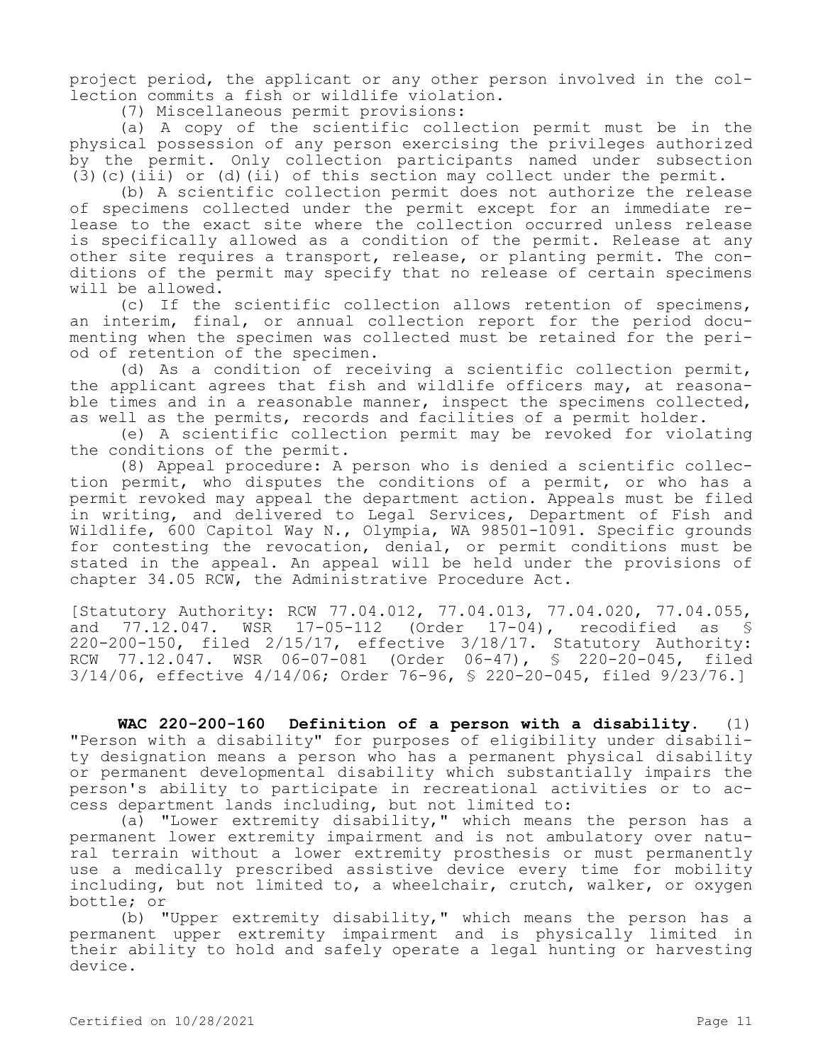project period, the applicant or any other person involved in the collection commits a fish or wildlife violation.

(7) Miscellaneous permit provisions:

(a) A copy of the scientific collection permit must be in the physical possession of any person exercising the privileges authorized by the permit. Only collection participants named under subsection (3)(c)(iii) or (d)(ii) of this section may collect under the permit.

(b) A scientific collection permit does not authorize the release of specimens collected under the permit except for an immediate release to the exact site where the collection occurred unless release is specifically allowed as a condition of the permit. Release at any other site requires a transport, release, or planting permit. The conditions of the permit may specify that no release of certain specimens will be allowed.

(c) If the scientific collection allows retention of specimens, an interim, final, or annual collection report for the period documenting when the specimen was collected must be retained for the period of retention of the specimen.

(d) As a condition of receiving a scientific collection permit, the applicant agrees that fish and wildlife officers may, at reasonable times and in a reasonable manner, inspect the specimens collected, as well as the permits, records and facilities of a permit holder.

(e) A scientific collection permit may be revoked for violating the conditions of the permit.

(8) Appeal procedure: A person who is denied a scientific collection permit, who disputes the conditions of a permit, or who has a permit revoked may appeal the department action. Appeals must be filed in writing, and delivered to Legal Services, Department of Fish and Wildlife, 600 Capitol Way N., Olympia, WA 98501-1091. Specific grounds for contesting the revocation, denial, or permit conditions must be stated in the appeal. An appeal will be held under the provisions of chapter 34.05 RCW, the Administrative Procedure Act.

[Statutory Authority: RCW 77.04.012, 77.04.013, 77.04.020, 77.04.055, and 77.12.047. WSR 17-05-112 (Order 17-04), recodified as § 220-200-150, filed 2/15/17, effective 3/18/17. Statutory Authority: RCW 77.12.047. WSR 06-07-081 (Order 06-47), § 220-20-045, filed 3/14/06, effective 4/14/06; Order 76-96, § 220-20-045, filed 9/23/76.]

**WAC 220-200-160 Definition of a person with a disability.** (1) "Person with a disability" for purposes of eligibility under disability designation means a person who has a permanent physical disability or permanent developmental disability which substantially impairs the person's ability to participate in recreational activities or to access department lands including, but not limited to:

(a) "Lower extremity disability," which means the person has a permanent lower extremity impairment and is not ambulatory over natural terrain without a lower extremity prosthesis or must permanently use a medically prescribed assistive device every time for mobility including, but not limited to, a wheelchair, crutch, walker, or oxygen bottle; or

(b) "Upper extremity disability," which means the person has a permanent upper extremity impairment and is physically limited in their ability to hold and safely operate a legal hunting or harvesting device.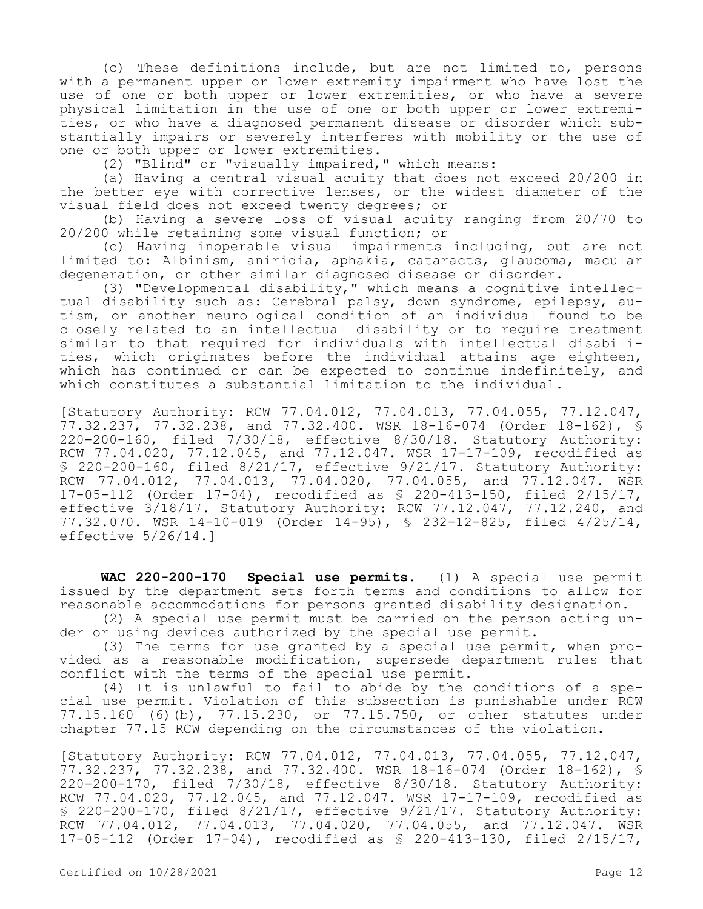(c) These definitions include, but are not limited to, persons with a permanent upper or lower extremity impairment who have lost the use of one or both upper or lower extremities, or who have a severe physical limitation in the use of one or both upper or lower extremities, or who have a diagnosed permanent disease or disorder which substantially impairs or severely interferes with mobility or the use of one or both upper or lower extremities.

(2) "Blind" or "visually impaired," which means:

(a) Having a central visual acuity that does not exceed 20/200 in the better eye with corrective lenses, or the widest diameter of the visual field does not exceed twenty degrees; or

(b) Having a severe loss of visual acuity ranging from 20/70 to 20/200 while retaining some visual function; or

(c) Having inoperable visual impairments including, but are not limited to: Albinism, aniridia, aphakia, cataracts, glaucoma, macular degeneration, or other similar diagnosed disease or disorder.

(3) "Developmental disability," which means a cognitive intellectual disability such as: Cerebral palsy, down syndrome, epilepsy, autism, or another neurological condition of an individual found to be closely related to an intellectual disability or to require treatment similar to that required for individuals with intellectual disabilities, which originates before the individual attains age eighteen, which has continued or can be expected to continue indefinitely, and which constitutes a substantial limitation to the individual.

[Statutory Authority: RCW 77.04.012, 77.04.013, 77.04.055, 77.12.047, 77.32.237, 77.32.238, and 77.32.400. WSR 18-16-074 (Order 18-162), § 220-200-160, filed 7/30/18, effective 8/30/18. Statutory Authority: RCW 77.04.020, 77.12.045, and 77.12.047. WSR 17-17-109, recodified as § 220-200-160, filed 8/21/17, effective 9/21/17. Statutory Authority: RCW 77.04.012, 77.04.013, 77.04.020, 77.04.055, and 77.12.047. WSR 17-05-112 (Order 17-04), recodified as § 220-413-150, filed 2/15/17, effective 3/18/17. Statutory Authority: RCW 77.12.047, 77.12.240, and 77.32.070. WSR 14-10-019 (Order 14-95), § 232-12-825, filed 4/25/14, effective 5/26/14.]

**WAC 220-200-170 Special use permits.** (1) A special use permit issued by the department sets forth terms and conditions to allow for reasonable accommodations for persons granted disability designation.

(2) A special use permit must be carried on the person acting under or using devices authorized by the special use permit.

(3) The terms for use granted by a special use permit, when provided as a reasonable modification, supersede department rules that conflict with the terms of the special use permit.

(4) It is unlawful to fail to abide by the conditions of a special use permit. Violation of this subsection is punishable under RCW 77.15.160 (6)(b), 77.15.230, or 77.15.750, or other statutes under chapter 77.15 RCW depending on the circumstances of the violation.

[Statutory Authority: RCW 77.04.012, 77.04.013, 77.04.055, 77.12.047, 77.32.237, 77.32.238, and 77.32.400. WSR 18-16-074 (Order 18-162), § 220-200-170, filed 7/30/18, effective 8/30/18. Statutory Authority: RCW 77.04.020, 77.12.045, and 77.12.047. WSR 17-17-109, recodified as § 220-200-170, filed 8/21/17, effective 9/21/17. Statutory Authority: RCW 77.04.012, 77.04.013, 77.04.020, 77.04.055, and 77.12.047. WSR 17-05-112 (Order 17-04), recodified as § 220-413-130, filed 2/15/17,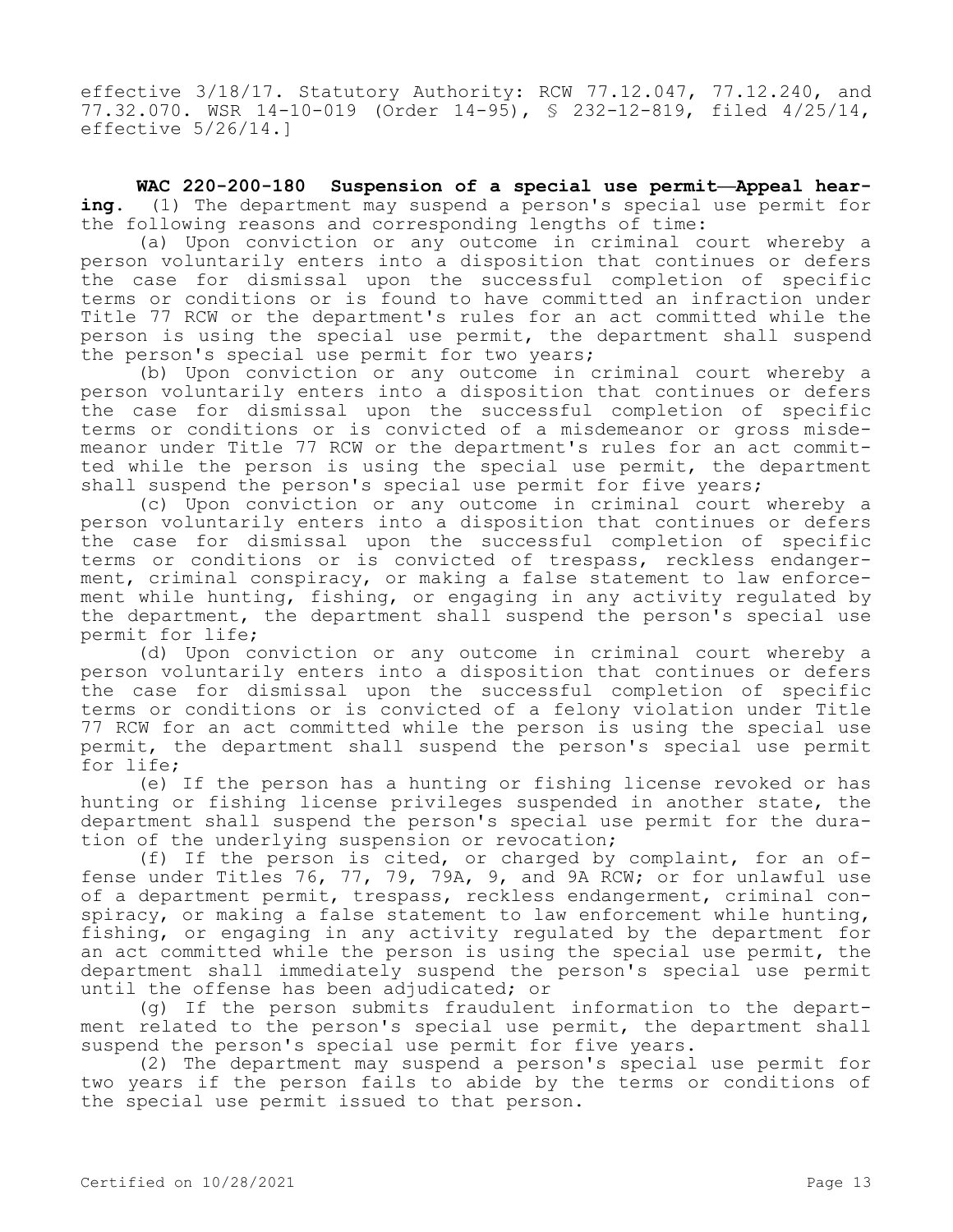effective 3/18/17. Statutory Authority: RCW 77.12.047, 77.12.240, and 77.32.070. WSR 14-10-019 (Order 14-95), § 232-12-819, filed 4/25/14, effective 5/26/14.]

**WAC 220-200-180 Suspension of a special use permit—Appeal hearing.** (1) The department may suspend a person's special use permit for the following reasons and corresponding lengths of time:

(a) Upon conviction or any outcome in criminal court whereby a person voluntarily enters into a disposition that continues or defers the case for dismissal upon the successful completion of specific terms or conditions or is found to have committed an infraction under Title 77 RCW or the department's rules for an act committed while the person is using the special use permit, the department shall suspend the person's special use permit for two years;

(b) Upon conviction or any outcome in criminal court whereby a person voluntarily enters into a disposition that continues or defers the case for dismissal upon the successful completion of specific terms or conditions or is convicted of a misdemeanor or gross misdemeanor under Title 77 RCW or the department's rules for an act committed while the person is using the special use permit, the department shall suspend the person's special use permit for five years;

(c) Upon conviction or any outcome in criminal court whereby a person voluntarily enters into a disposition that continues or defers the case for dismissal upon the successful completion of specific terms or conditions or is convicted of trespass, reckless endangerment, criminal conspiracy, or making a false statement to law enforcement while hunting, fishing, or engaging in any activity regulated by the department, the department shall suspend the person's special use permit for life;

(d) Upon conviction or any outcome in criminal court whereby a person voluntarily enters into a disposition that continues or defers the case for dismissal upon the successful completion of specific terms or conditions or is convicted of a felony violation under Title 77 RCW for an act committed while the person is using the special use permit, the department shall suspend the person's special use permit for life;

(e) If the person has a hunting or fishing license revoked or has hunting or fishing license privileges suspended in another state, the department shall suspend the person's special use permit for the duration of the underlying suspension or revocation;

(f) If the person is cited, or charged by complaint, for an offense under Titles 76, 77, 79, 79A, 9, and 9A RCW; or for unlawful use of a department permit, trespass, reckless endangerment, criminal conspiracy, or making a false statement to law enforcement while hunting, fishing, or engaging in any activity regulated by the department for an act committed while the person is using the special use permit, the department shall immediately suspend the person's special use permit until the offense has been adjudicated; or

(g) If the person submits fraudulent information to the department related to the person's special use permit, the department shall suspend the person's special use permit for five years.

(2) The department may suspend a person's special use permit for two years if the person fails to abide by the terms or conditions of the special use permit issued to that person.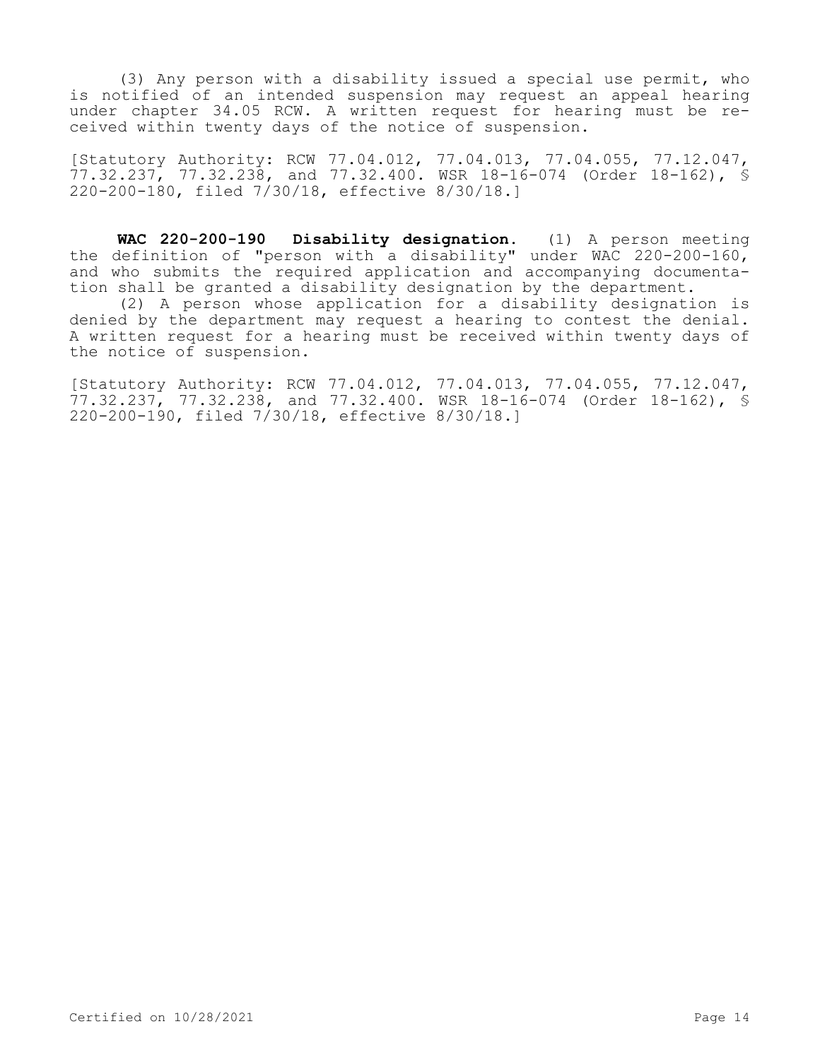(3) Any person with a disability issued a special use permit, who is notified of an intended suspension may request an appeal hearing under chapter 34.05 RCW. A written request for hearing must be received within twenty days of the notice of suspension.

[Statutory Authority: RCW 77.04.012, 77.04.013, 77.04.055, 77.12.047, 77.32.237, 77.32.238, and 77.32.400. WSR 18-16-074 (Order 18-162), § 220-200-180, filed 7/30/18, effective 8/30/18.]

**WAC 220-200-190 Disability designation.** (1) A person meeting the definition of "person with a disability" under WAC 220-200-160, and who submits the required application and accompanying documentation shall be granted a disability designation by the department.

(2) A person whose application for a disability designation is denied by the department may request a hearing to contest the denial. A written request for a hearing must be received within twenty days of the notice of suspension.

[Statutory Authority: RCW 77.04.012, 77.04.013, 77.04.055, 77.12.047, 77.32.237, 77.32.238, and 77.32.400. WSR 18-16-074 (Order 18-162), § 220-200-190, filed 7/30/18, effective 8/30/18.]